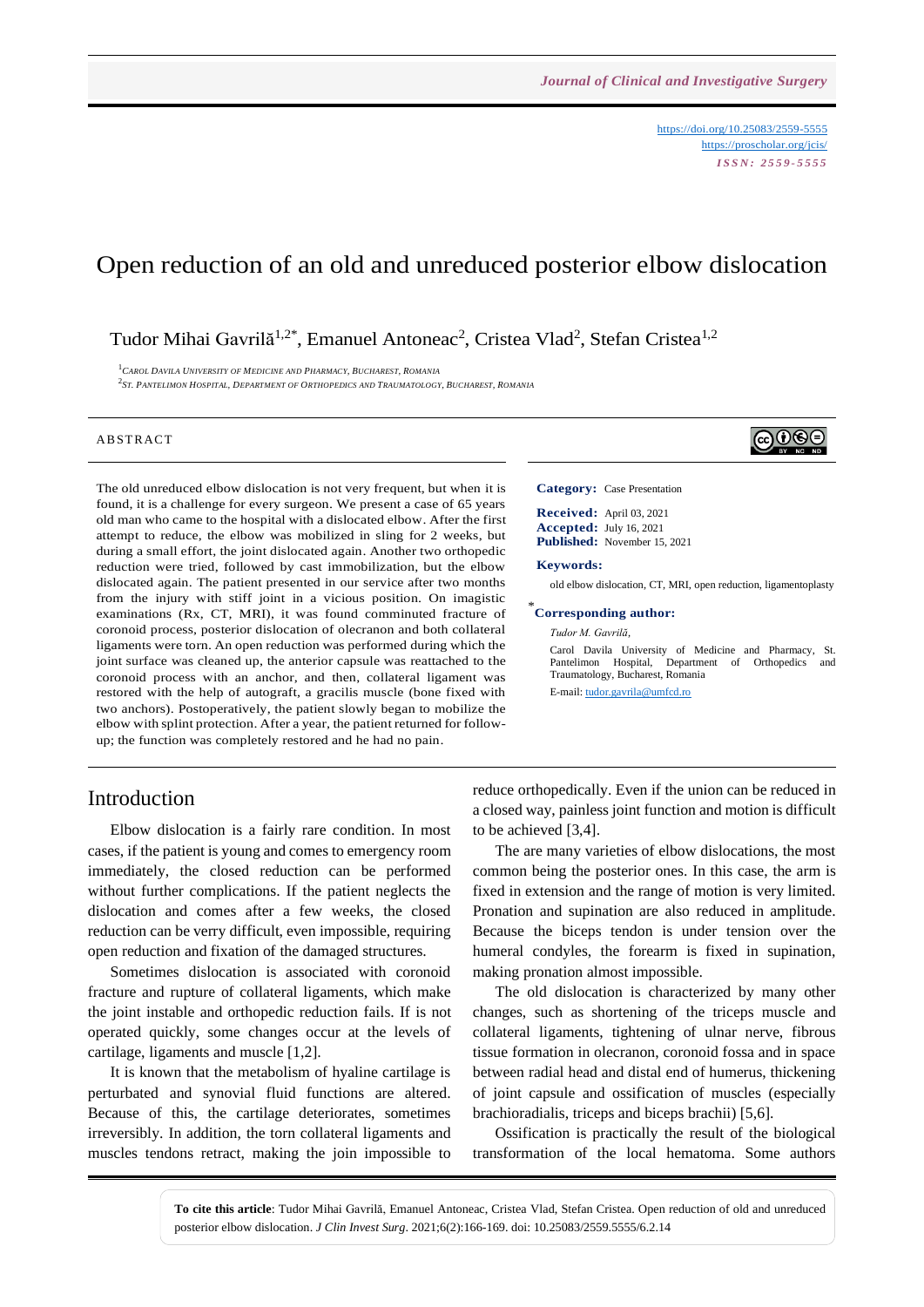# Open reduction of an old and unreduced posterior elbow dislocation

Tudor Mihai Gavrilă[1,2*], Emanuel Antoneac[2], Cristea Vlad[2], Stefan Cristea[1,2]

[1] Carol Davila University of Medicine and Pharmacy, Bucharest, Romania
[2] St. Pantelimon Hospital, Department of Orthopedics and Traumatology, Bucharest, Romania

https://doi.org/10.25083/2559-5555
https://proscholar.org/jcis/
ISSN: 2559-5555

## ABSTRACT

The old unreduced elbow dislocation is not very frequent, but when it is found, it is a challenge for every surgeon. We present a case of 65 years old man who came to the hospital with a dislocated elbow. After the first attempt to reduce, the elbow was mobilized in sling for 2 weeks, but during a small effort, the joint dislocated again. Another two orthopedic reduction were tried, followed by cast immobilization, but the elbow dislocated again. The patient presented in our service after two months from the injury with stiff joint in a vicious position. On imagistic examinations (Rx, CT, MRI), it was found comminuted fracture of coronoid process, posterior dislocation of olecranon and both collateral ligaments were torn. An open reduction was performed during which the joint surface was cleaned up, the anterior capsule was reattached to the coronoid process with an anchor, and then, collateral ligament was restored with the help of autograft, a gracilis muscle (bone fixed with two anchors). Postoperatively, the patient slowly began to mobilize the elbow with splint protection. After a year, the patient returned for follow-up; the function was completely restored and he had no pain.

**Category:** Case Presentation

**Received:** April 03, 2021
**Accepted:** July 16, 2021
**Published:** November 15, 2021

**Keywords:**

old elbow dislocation, CT, MRI, open reduction, ligamentoplasty

**\*Corresponding author:**

*Tudor M. Gavrilă,*

Carol Davila University of Medicine and Pharmacy, St. Pantelimon Hospital, Department of Orthopedics and Traumatology, Bucharest, Romania

E-mail: tudor.gavrila@umfcd.ro

## Introduction

Elbow dislocation is a fairly rare condition. In most cases, if the patient is young and comes to emergency room immediately, the closed reduction can be performed without further complications. If the patient neglects the dislocation and comes after a few weeks, the closed reduction can be very difficult, even impossible, requiring open reduction and fixation of the damaged structures.

Sometimes dislocation is associated with coronoid fracture and rupture of collateral ligaments, which make the joint instable and orthopedic reduction fails. If is not operated quickly, some changes occur at the levels of cartilage, ligaments and muscle [1,2].

It is known that the metabolism of hyaline cartilage is perturbated and synovial fluid functions are altered. Because of this, the cartilage deteriorates, sometimes irreversibly. In addition, the torn collateral ligaments and muscles tendons retract, making the join impossible to reduce orthopedically. Even if the union can be reduced in a closed way, painless joint function and motion is difficult to be achieved [3,4].

The are many varieties of elbow dislocations, the most common being the posterior ones. In this case, the arm is fixed in extension and the range of motion is very limited. Pronation and supination are also reduced in amplitude. Because the biceps tendon is under tension over the humeral condyles, the forearm is fixed in supination, making pronation almost impossible.

The old dislocation is characterized by many other changes, such as shortening of the triceps muscle and collateral ligaments, tightening of ulnar nerve, fibrous tissue formation in olecranon, coronoid fossa and in space between radial head and distal end of humerus, thickening of joint capsule and ossification of muscles (especially brachioradialis, triceps and biceps brachii) [5,6].

Ossification is practically the result of the biological transformation of the local hematoma. Some authors

**To cite this article**: Tudor Mihai Gavrilă, Emanuel Antoneac, Cristea Vlad, Stefan Cristea. Open reduction of old and unreduced posterior elbow dislocation. *J Clin Invest Surg*. 2021;6(2):166-169. doi: 10.25083/2559.5555/6.2.14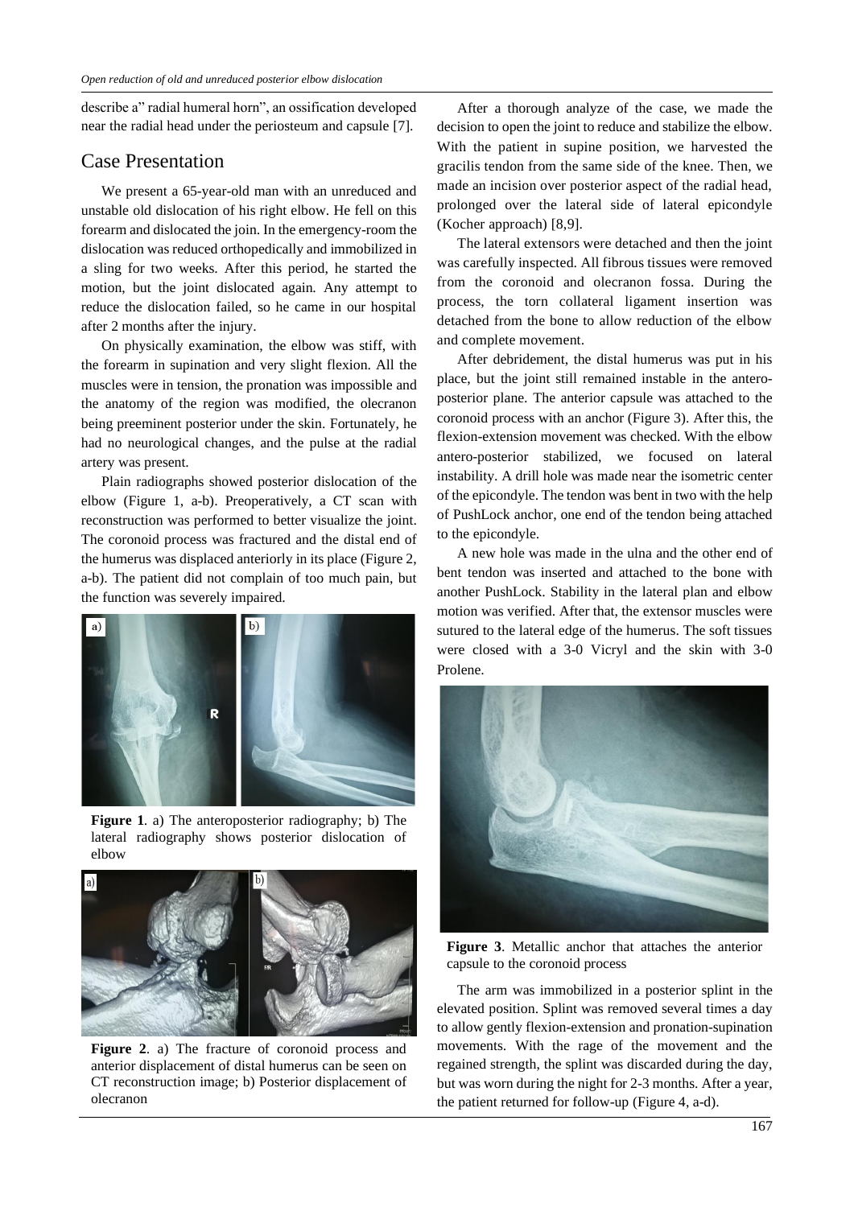describe a" radial humeral horn", an ossification developed near the radial head under the periosteum and capsule [7].

## Case Presentation

We present a 65-year-old man with an unreduced and unstable old dislocation of his right elbow. He fell on this forearm and dislocated the join. In the emergency-room the dislocation was reduced orthopedically and immobilized in a sling for two weeks. After this period, he started the motion, but the joint dislocated again. Any attempt to reduce the dislocation failed, so he came in our hospital after 2 months after the injury.

On physically examination, the elbow was stiff, with the forearm in supination and very slight flexion. All the muscles were in tension, the pronation was impossible and the anatomy of the region was modified, the olecranon being preeminent posterior under the skin. Fortunately, he had no neurological changes, and the pulse at the radial artery was present.

Plain radiographs showed posterior dislocation of the elbow (Figure 1, a-b). Preoperatively, a CT scan with reconstruction was performed to better visualize the joint. The coronoid process was fractured and the distal end of the humerus was displaced anteriorly in its place (Figure 2, a-b). The patient did not complain of too much pain, but the function was severely impaired.

**Figure 1**. a) The anteroposterior radiography; b) The lateral radiography shows posterior dislocation of elbow

**Figure 2**. a) The fracture of coronoid process and anterior displacement of distal humerus can be seen on CT reconstruction image; b) Posterior displacement of olecranon

After a thorough analyze of the case, we made the decision to open the joint to reduce and stabilize the elbow. With the patient in supine position, we harvested the gracilis tendon from the same side of the knee. Then, we made an incision over posterior aspect of the radial head, prolonged over the lateral side of lateral epicondyle (Kocher approach) [8,9].

The lateral extensors were detached and then the joint was carefully inspected. All fibrous tissues were removed from the coronoid and olecranon fossa. During the process, the torn collateral ligament insertion was detached from the bone to allow reduction of the elbow and complete movement.

After debridement, the distal humerus was put in his place, but the joint still remained instable in the antero-posterior plane. The anterior capsule was attached to the coronoid process with an anchor (Figure 3). After this, the flexion-extension movement was checked. With the elbow antero-posterior stabilized, we focused on lateral instability. A drill hole was made near the isometric center of the epicondyle. The tendon was bent in two with the help of PushLock anchor, one end of the tendon being attached to the epicondyle.

A new hole was made in the ulna and the other end of bent tendon was inserted and attached to the bone with another PushLock. Stability in the lateral plan and elbow motion was verified. After that, the extensor muscles were sutured to the lateral edge of the humerus. The soft tissues were closed with a 3-0 Vicryl and the skin with 3-0 Prolene.

**Figure 3**. Metallic anchor that attaches the anterior capsule to the coronoid process

The arm was immobilized in a posterior splint in the elevated position. Splint was removed several times a day to allow gently flexion-extension and pronation-supination movements. With the rage of the movement and the regained strength, the splint was discarded during the day, but was worn during the night for 2-3 months. After a year, the patient returned for follow-up (Figure 4, a-d).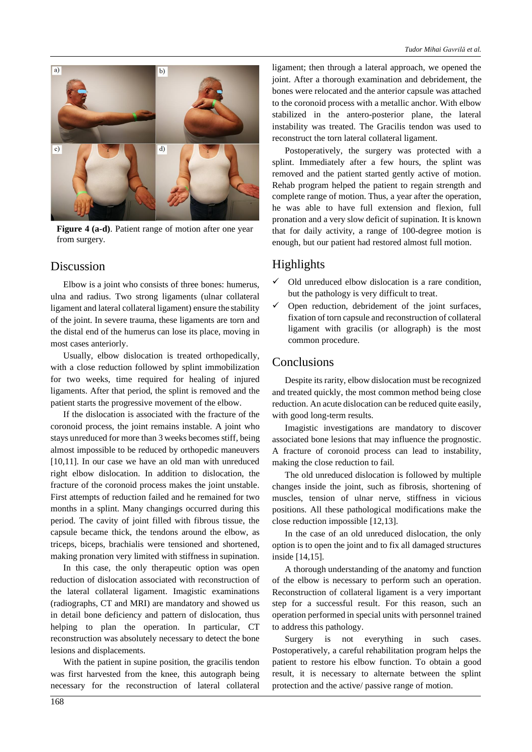**Figure 4 (a-d)**. Patient range of motion after one year from surgery.

## Discussion

Elbow is a joint who consists of three bones: humerus, ulna and radius. Two strong ligaments (ulnar collateral ligament and lateral collateral ligament) ensure the stability of the joint. In severe trauma, these ligaments are torn and the distal end of the humerus can lose its place, moving in most cases anteriorly.

Usually, elbow dislocation is treated orthopedically, with a close reduction followed by splint immobilization for two weeks, time required for healing of injured ligaments. After that period, the splint is removed and the patient starts the progressive movement of the elbow.

If the dislocation is associated with the fracture of the coronoid process, the joint remains instable. A joint who stays unreduced for more than 3 weeks becomes stiff, being almost impossible to be reduced by orthopedic maneuvers [10,11]. In our case we have an old man with unreduced right elbow dislocation. In addition to dislocation, the fracture of the coronoid process makes the joint unstable. First attempts of reduction failed and he remained for two months in a splint. Many changings occurred during this period. The cavity of joint filled with fibrous tissue, the capsule became thick, the tendons around the elbow, as triceps, biceps, brachialis were tensioned and shortened, making pronation very limited with stiffness in supination.

In this case, the only therapeutic option was open reduction of dislocation associated with reconstruction of the lateral collateral ligament. Imagistic examinations (radiographs, CT and MRI) are mandatory and showed us in detail bone deficiency and pattern of dislocation, thus helping to plan the operation. In particular, CT reconstruction was absolutely necessary to detect the bone lesions and displacements.

With the patient in supine position, the gracilis tendon was first harvested from the knee, this autograph being necessary for the reconstruction of lateral collateral ligament; then through a lateral approach, we opened the joint. After a thorough examination and debridement, the bones were relocated and the anterior capsule was attached to the coronoid process with a metallic anchor. With elbow stabilized in the antero-posterior plane, the lateral instability was treated. The Gracilis tendon was used to reconstruct the torn lateral collateral ligament.

Postoperatively, the surgery was protected with a splint. Immediately after a few hours, the splint was removed and the patient started gently active of motion. Rehab program helped the patient to regain strength and complete range of motion. Thus, a year after the operation, he was able to have full extension and flexion, full pronation and a very slow deficit of supination. It is known that for daily activity, a range of 100-degree motion is enough, but our patient had restored almost full motion.

## Highlights

- ✓ Old unreduced elbow dislocation is a rare condition, but the pathology is very difficult to treat.
- ✓ Open reduction, debridement of the joint surfaces, fixation of torn capsule and reconstruction of collateral ligament with gracilis (or allograph) is the most common procedure.

## Conclusions

Despite its rarity, elbow dislocation must be recognized and treated quickly, the most common method being close reduction. An acute dislocation can be reduced quite easily, with good long-term results.

Imagistic investigations are mandatory to discover associated bone lesions that may influence the prognostic. A fracture of coronoid process can lead to instability, making the close reduction to fail.

The old unreduced dislocation is followed by multiple changes inside the joint, such as fibrosis, shortening of muscles, tension of ulnar nerve, stiffness in vicious positions. All these pathological modifications make the close reduction impossible [12,13].

In the case of an old unreduced dislocation, the only option is to open the joint and to fix all damaged structures inside [14,15].

A thorough understanding of the anatomy and function of the elbow is necessary to perform such an operation. Reconstruction of collateral ligament is a very important step for a successful result. For this reason, such an operation performed in special units with personnel trained to address this pathology.

Surgery is not everything in such cases. Postoperatively, a careful rehabilitation program helps the patient to restore his elbow function. To obtain a good result, it is necessary to alternate between the splint protection and the active/ passive range of motion.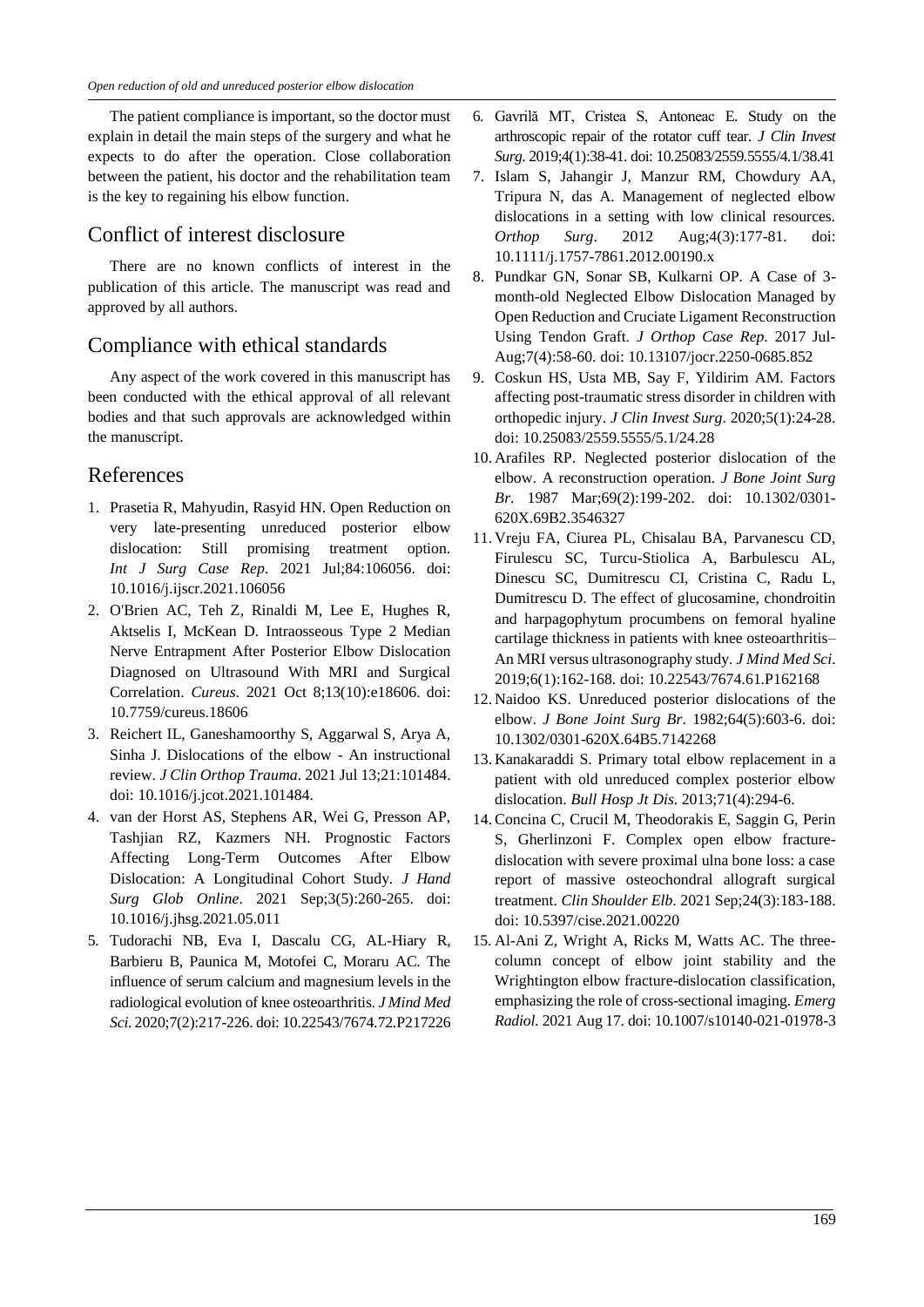The patient compliance is important, so the doctor must explain in detail the main steps of the surgery and what he expects to do after the operation. Close collaboration between the patient, his doctor and the rehabilitation team is the key to regaining his elbow function.

## Conflict of interest disclosure

There are no known conflicts of interest in the publication of this article. The manuscript was read and approved by all authors.

## Compliance with ethical standards

Any aspect of the work covered in this manuscript has been conducted with the ethical approval of all relevant bodies and that such approvals are acknowledged within the manuscript.

## References

1. Prasetia R, Mahyudin, Rasyid HN. Open Reduction on very late-presenting unreduced posterior elbow dislocation: Still promising treatment option. *Int J Surg Case Rep*. 2021 Jul;84:106056. doi: 10.1016/j.ijscr.2021.106056
2. O'Brien AC, Teh Z, Rinaldi M, Lee E, Hughes R, Aktselis I, McKean D. Intraosseous Type 2 Median Nerve Entrapment After Posterior Elbow Dislocation Diagnosed on Ultrasound With MRI and Surgical Correlation. *Cureus*. 2021 Oct 8;13(10):e18606. doi: 10.7759/cureus.18606
3. Reichert IL, Ganeshamoorthy S, Aggarwal S, Arya A, Sinha J. Dislocations of the elbow - An instructional review. *J Clin Orthop Trauma*. 2021 Jul 13;21:101484. doi: 10.1016/j.jcot.2021.101484.
4. van der Horst AS, Stephens AR, Wei G, Presson AP, Tashjian RZ, Kazmers NH. Prognostic Factors Affecting Long-Term Outcomes After Elbow Dislocation: A Longitudinal Cohort Study. *J Hand Surg Glob Online*. 2021 Sep;3(5):260-265. doi: 10.1016/j.jhsg.2021.05.011
5. Tudorachi NB, Eva I, Dascalu CG, AL-Hiary R, Barbieru B, Paunica M, Motofei C, Moraru AC. The influence of serum calcium and magnesium levels in the radiological evolution of knee osteoarthritis. *J Mind Med Sci*. 2020;7(2):217-226. doi: 10.22543/7674.72.P217226
6. Gavrilă MT, Cristea S, Antoneac E. Study on the arthroscopic repair of the rotator cuff tear. *J Clin Invest Surg*. 2019;4(1):38-41. doi: 10.25083/2559.5555/4.1/38.41
7. Islam S, Jahangir J, Manzur RM, Chowdury AA, Tripura N, das A. Management of neglected elbow dislocations in a setting with low clinical resources. *Orthop Surg*. 2012 Aug;4(3):177-81. doi: 10.1111/j.1757-7861.2012.00190.x
8. Pundkar GN, Sonar SB, Kulkarni OP. A Case of 3-month-old Neglected Elbow Dislocation Managed by Open Reduction and Cruciate Ligament Reconstruction Using Tendon Graft. *J Orthop Case Rep*. 2017 Jul-Aug;7(4):58-60. doi: 10.13107/jocr.2250-0685.852
9. Coskun HS, Usta MB, Say F, Yildirim AM. Factors affecting post-traumatic stress disorder in children with orthopedic injury. *J Clin Invest Surg*. 2020;5(1):24-28. doi: 10.25083/2559.5555/5.1/24.28
10. Arafiles RP. Neglected posterior dislocation of the elbow. A reconstruction operation. *J Bone Joint Surg Br*. 1987 Mar;69(2):199-202. doi: 10.1302/0301-620X.69B2.3546327
11. Vreju FA, Ciurea PL, Chisalau BA, Parvanescu CD, Firulescu SC, Turcu-Stiolica A, Barbulescu AL, Dinescu SC, Dumitrescu CI, Cristina C, Radu L, Dumitrescu D. The effect of glucosamine, chondroitin and harpagophytum procumbens on femoral hyaline cartilage thickness in patients with knee osteoarthritis– An MRI versus ultrasonography study. *J Mind Med Sci*. 2019;6(1):162-168. doi: 10.22543/7674.61.P162168
12. Naidoo KS. Unreduced posterior dislocations of the elbow. *J Bone Joint Surg Br*. 1982;64(5):603-6. doi: 10.1302/0301-620X.64B5.7142268
13. Kanakaraddi S. Primary total elbow replacement in a patient with old unreduced complex posterior elbow dislocation. *Bull Hosp Jt Dis*. 2013;71(4):294-6.
14. Concina C, Crucil M, Theodorakis E, Saggin G, Perin S, Gherlinzoni F. Complex open elbow fracture-dislocation with severe proximal ulna bone loss: a case report of massive osteochondral allograft surgical treatment. *Clin Shoulder Elb*. 2021 Sep;24(3):183-188. doi: 10.5397/cise.2021.00220
15. Al-Ani Z, Wright A, Ricks M, Watts AC. The three-column concept of elbow joint stability and the Wrightington elbow fracture-dislocation classification, emphasizing the role of cross-sectional imaging. *Emerg Radiol*. 2021 Aug 17. doi: 10.1007/s10140-021-01978-3